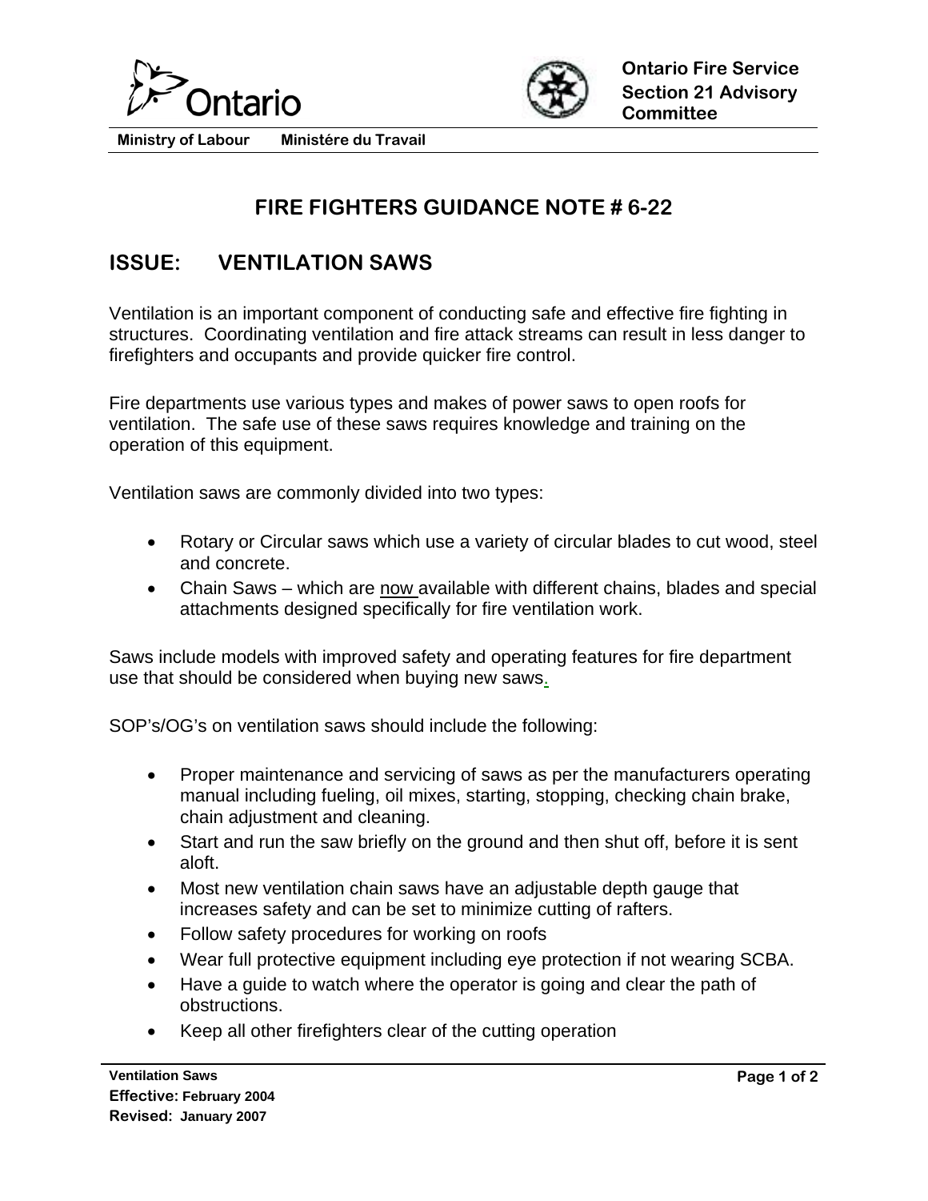Ontario

Ministry of Labour Ministére du Travail

**Ontario Fire Service Section 21 Advisory Committee**

# FIRE FIGHTERS GUIDANCE NOTE # 6-22

## ISSUE: VENTILATION SAWS

Ventilation is an important component of conducting safe and effective fire fighting in structures. Coordinating ventilation and fire attack streams can result in less danger to firefighters and occupants and provide quicker fire control.

Fire departments use various types and makes of power saws to open roofs for ventilation. The safe use of these saws requires knowledge and training on the operation of this equipment.

Ventilation saws are commonly divided into two types:

- Rotary or Circular saws which use a variety of circular blades to cut wood, steel and concrete.
- Chain Saws – which are now available with different chains, blades and special attachments designed specifically for fire ventilation work.

Saws include models with improved safety and operating features for fire department use that should be considered when buying new saws.

SOP's/OG's on ventilation saws should include the following:

- Proper maintenance and servicing of saws as per the manufacturers operating manual including fueling, oil mixes, starting, stopping, checking chain brake, chain adjustment and cleaning.
- Start and run the saw briefly on the ground and then shut off, before it is sent aloft.
- Most new ventilation chain saws have an adjustable depth gauge that increases safety and can be set to minimize cutting of rafters.
- Follow safety procedures for working on roofs
- Wear full protective equipment including eye protection if not wearing SCBA.
- Have a guide to watch where the operator is going and clear the path of obstructions.
- Keep all other firefighters clear of the cutting operation

**Ventilation Saws**
**Effective: February 2004**
**Revised: January 2007**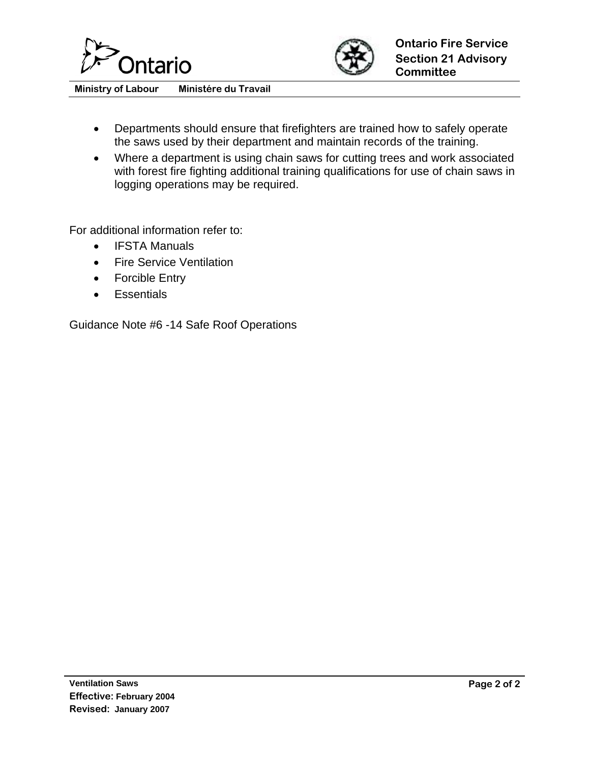- Departments should ensure that firefighters are trained how to safely operate the saws used by their department and maintain records of the training.
- Where a department is using chain saws for cutting trees and work associated with forest fire fighting additional training qualifications for use of chain saws in logging operations may be required.

For additional information refer to:

- IFSTA Manuals
- Fire Service Ventilation
- Forcible Entry
- Essentials

Guidance Note #6 -14 Safe Roof Operations